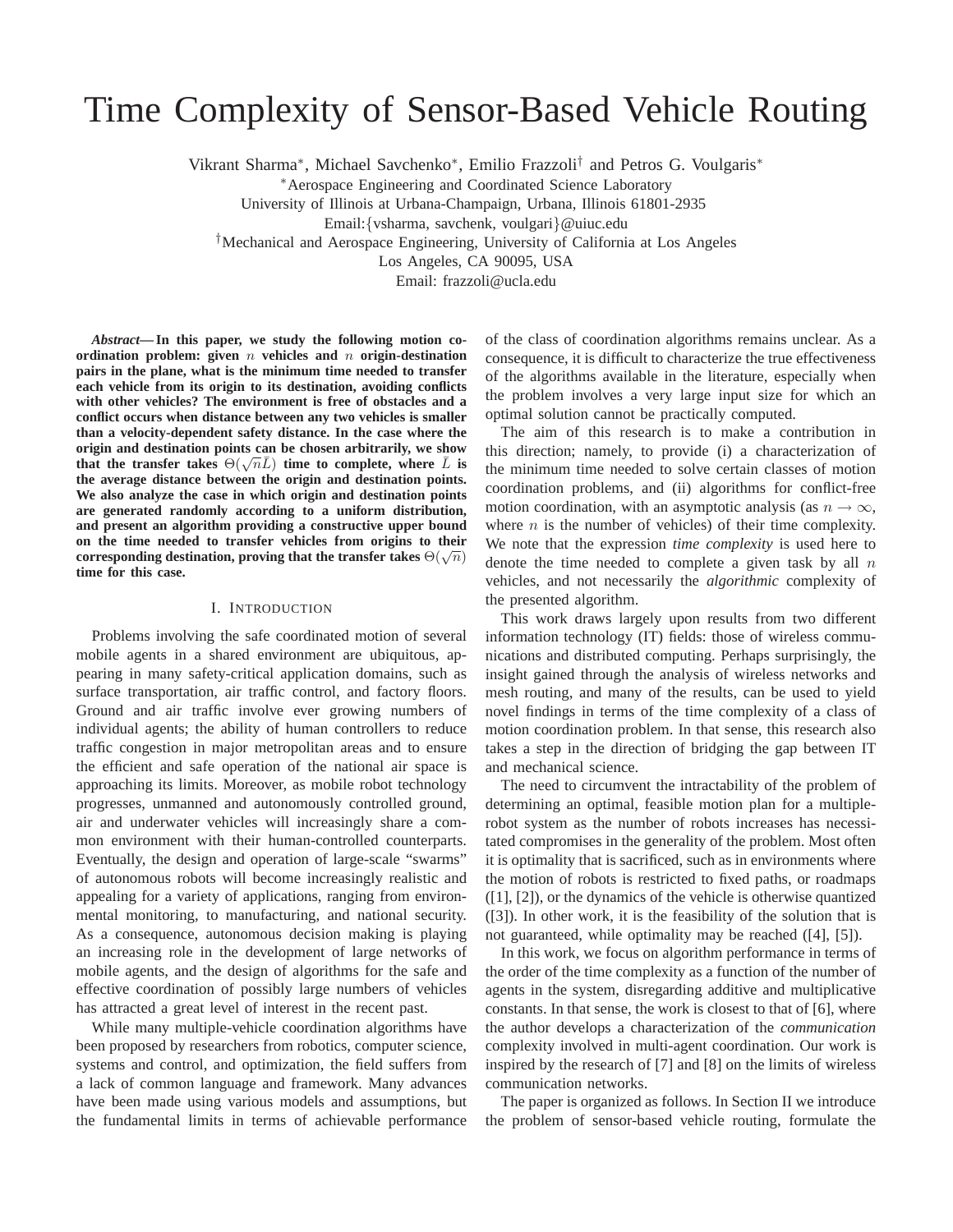# Time Complexity of Sensor-Based Vehicle Routing

Vikrant Sharma*, Michael Savchenko*, Emilio Frazzoli† and Petros G. Voulgaris*

*Aerospace Engineering and Coordinated Science Laboratory
University of Illinois at Urbana-Champaign, Urbana, Illinois 61801-2935
Email:{vsharma, savchenk, voulgari}@uiuc.edu

†Mechanical and Aerospace Engineering, University of California at Los Angeles
Los Angeles, CA 90095, USA
Email: frazzoli@ucla.edu

***Abstract*— In this paper, we study the following motion coordination problem: given $n$ vehicles and $n$ origin-destination pairs in the plane, what is the minimum time needed to transfer each vehicle from its origin to its destination, avoiding conflicts with other vehicles? The environment is free of obstacles and a conflict occurs when distance between any two vehicles is smaller than a velocity-dependent safety distance. In the case where the origin and destination points can be chosen arbitrarily, we show that the transfer takes $\Theta(\sqrt{n}\bar{L})$ time to complete, where $\bar{L}$ is the average distance between the origin and destination points. We also analyze the case in which origin and destination points are generated randomly according to a uniform distribution, and present an algorithm providing a constructive upper bound on the time needed to transfer vehicles from origins to their corresponding destination, proving that the transfer takes $\Theta(\sqrt{n})$ time for this case.**

## I. Introduction

Problems involving the safe coordinated motion of several mobile agents in a shared environment are ubiquitous, appearing in many safety-critical application domains, such as surface transportation, air traffic control, and factory floors. Ground and air traffic involve ever growing numbers of individual agents; the ability of human controllers to reduce traffic congestion in major metropolitan areas and to ensure the efficient and safe operation of the national air space is approaching its limits. Moreover, as mobile robot technology progresses, unmanned and autonomously controlled ground, air and underwater vehicles will increasingly share a common environment with their human-controlled counterparts. Eventually, the design and operation of large-scale "swarms" of autonomous robots will become increasingly realistic and appealing for a variety of applications, ranging from environmental monitoring, to manufacturing, and national security. As a consequence, autonomous decision making is playing an increasing role in the development of large networks of mobile agents, and the design of algorithms for the safe and effective coordination of possibly large numbers of vehicles has attracted a great level of interest in the recent past.

While many multiple-vehicle coordination algorithms have been proposed by researchers from robotics, computer science, systems and control, and optimization, the field suffers from a lack of common language and framework. Many advances have been made using various models and assumptions, but the fundamental limits in terms of achievable performance of the class of coordination algorithms remains unclear. As a consequence, it is difficult to characterize the true effectiveness of the algorithms available in the literature, especially when the problem involves a very large input size for which an optimal solution cannot be practically computed.

The aim of this research is to make a contribution in this direction; namely, to provide (i) a characterization of the minimum time needed to solve certain classes of motion coordination problems, and (ii) algorithms for conflict-free motion coordination, with an asymptotic analysis (as $n \to \infty$, where $n$ is the number of vehicles) of their time complexity. We note that the expression *time complexity* is used here to denote the time needed to complete a given task by all $n$ vehicles, and not necessarily the *algorithmic* complexity of the presented algorithm.

This work draws largely upon results from two different information technology (IT) fields: those of wireless communications and distributed computing. Perhaps surprisingly, the insight gained through the analysis of wireless networks and mesh routing, and many of the results, can be used to yield novel findings in terms of the time complexity of a class of motion coordination problem. In that sense, this research also takes a step in the direction of bridging the gap between IT and mechanical science.

The need to circumvent the intractability of the problem of determining an optimal, feasible motion plan for a multiple-robot system as the number of robots increases has necessitated compromises in the generality of the problem. Most often it is optimality that is sacrificed, such as in environments where the motion of robots is restricted to fixed paths, or roadmaps ([1], [2]), or the dynamics of the vehicle is otherwise quantized ([3]). In other work, it is the feasibility of the solution that is not guaranteed, while optimality may be reached ([4], [5]).

In this work, we focus on algorithm performance in terms of the order of the time complexity as a function of the number of agents in the system, disregarding additive and multiplicative constants. In that sense, the work is closest to that of [6], where the author develops a characterization of the *communication* complexity involved in multi-agent coordination. Our work is inspired by the research of [7] and [8] on the limits of wireless communication networks.

The paper is organized as follows. In Section II we introduce the problem of sensor-based vehicle routing, formulate the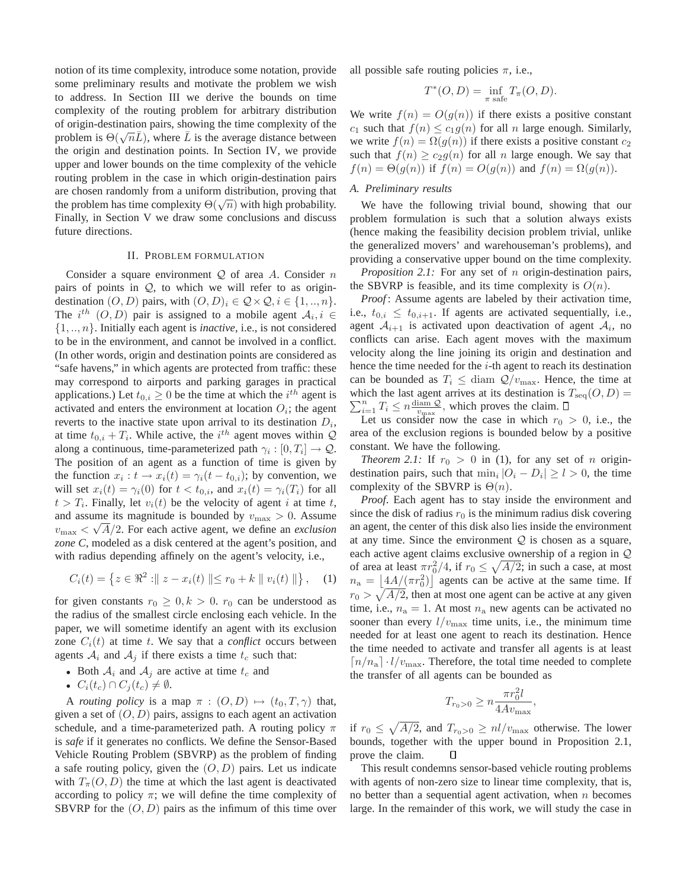notion of its time complexity, introduce some notation, provide some preliminary results and motivate the problem we wish to address. In Section III we derive the bounds on time complexity of the routing problem for arbitrary distribution of origin-destination pairs, showing the time complexity of the problem is $\Theta(\sqrt{n}\bar{L})$, where $\bar{L}$ is the average distance between the origin and destination points. In Section IV, we provide upper and lower bounds on the time complexity of the vehicle routing problem in the case in which origin-destination pairs are chosen randomly from a uniform distribution, proving that the problem has time complexity $\Theta(\sqrt{n})$ with high probability. Finally, in Section V we draw some conclusions and discuss future directions.

## II. Problem formulation

Consider a square environment $\mathcal{Q}$ of area $A$. Consider $n$ pairs of points in $\mathcal{Q}$, to which we will refer to as origin-destination $(O, D)$ pairs, with $(O, D)_i \in \mathcal{Q} \times \mathcal{Q}, i \in \{1, .., n\}$. The $i^{th}$ $(O, D)$ pair is assigned to a mobile agent $\mathcal{A}_i, i \in \{1, .., n\}$. Initially each agent is *inactive*, i.e., is not considered to be in the environment, and cannot be involved in a conflict. (In other words, origin and destination points are considered as "safe havens," in which agents are protected from traffic: these may correspond to airports and parking garages in practical applications.) Let $t_{0,i} \geq 0$ be the time at which the $i^{th}$ agent is activated and enters the environment at location $O_i$; the agent reverts to the inactive state upon arrival to its destination $D_i$, at time $t_{0,i} + T_i$. While active, the $i^{th}$ agent moves within $\mathcal{Q}$ along a continuous, time-parameterized path $\gamma_i : [0, T_i] \to \mathcal{Q}$. The position of an agent as a function of time is given by the function $x_i : t \to x_i(t) = \gamma_i(t - t_{0,i})$; by convention, we will set $x_i(t) = \gamma_i(0)$ for $t < t_{0,i}$, and $x_i(t) = \gamma_i(T_i)$ for all $t > T_i$. Finally, let $v_i(t)$ be the velocity of agent $i$ at time $t$, and assume its magnitude is bounded by $v_{\max} > 0$. Assume $v_{\max} < \sqrt{A}/2$. For each active agent, we define an *exclusion zone C*, modeled as a disk centered at the agent's position, and with radius depending affinely on the agent's velocity, i.e.,

$$C_i(t) = \left\{ z \in \Re^2 : \| z - x_i(t) \| \leq r_0 + k \| v_i(t) \| \right\}, \quad (1)$$

for given constants $r_0 \geq 0, k > 0$. $r_0$ can be understood as the radius of the smallest circle enclosing each vehicle. In the paper, we will sometime identify an agent with its exclusion zone $C_i(t)$ at time $t$. We say that a *conflict* occurs between agents $\mathcal{A}_i$ and $\mathcal{A}_j$ if there exists a time $t_c$ such that:

- Both $\mathcal{A}_i$ and $\mathcal{A}_j$ are active at time $t_c$ and
- $C_i(t_c) \cap C_j(t_c) \neq \emptyset$.

A *routing policy* is a map $\pi : (O, D) \mapsto (t_0, T, \gamma)$ that, given a set of $(O, D)$ pairs, assigns to each agent an activation schedule, and a time-parameterized path. A routing policy $\pi$ is *safe* if it generates no conflicts. We define the Sensor-Based Vehicle Routing Problem (SBVRP) as the problem of finding a safe routing policy, given the $(O, D)$ pairs. Let us indicate with $T_\pi(O, D)$ the time at which the last agent is deactivated according to policy $\pi$; we will define the time complexity of SBVRP for the $(O, D)$ pairs as the infimum of this time over all possible safe routing policies $\pi$, i.e.,

$$T^*(O, D) = \inf_{\pi \text{ safe}} T_\pi(O, D).$$

We write $f(n) = O(g(n))$ if there exists a positive constant $c_1$ such that $f(n) \leq c_1 g(n)$ for all $n$ large enough. Similarly, we write $f(n) = \Omega(g(n))$ if there exists a positive constant $c_2$ such that $f(n) \geq c_2 g(n)$ for all $n$ large enough. We say that $f(n) = \Theta(g(n))$ if $f(n) = O(g(n))$ and $f(n) = \Omega(g(n))$.

### A. Preliminary results

We have the following trivial bound, showing that our problem formulation is such that a solution always exists (hence making the feasibility decision problem trivial, unlike the generalized movers' and warehouseman's problems), and providing a conservative upper bound on the time complexity.

*Proposition 2.1:* For any set of $n$ origin-destination pairs, the SBVRP is feasible, and its time complexity is $O(n)$.

*Proof*: Assume agents are labeled by their activation time, i.e., $t_{0,i} \leq t_{0,i+1}$. If agents are activated sequentially, i.e., agent $\mathcal{A}_{i+1}$ is activated upon deactivation of agent $\mathcal{A}_i$, no conflicts can arise. Each agent moves with the maximum velocity along the line joining its origin and destination and hence the time needed for the $i$-th agent to reach its destination can be bounded as $T_i \leq \text{diam } \mathcal{Q}/v_{\max}$. Hence, the time at which the last agent arrives at its destination is $T_{\text{seq}}(O, D) = \sum_{i=1}^n T_i \leq n \frac{\text{diam } \mathcal{Q}}{v_{\max}}$, which proves the claim. □

Let us consider now the case in which $r_0 > 0$, i.e., the area of the exclusion regions is bounded below by a positive constant. We have the following.

*Theorem 2.1:* If $r_0 > 0$ in (1), for any set of $n$ origin-destination pairs, such that $\min_i |O_i - D_i| \geq l > 0$, the time complexity of the SBVRP is $\Theta(n)$.

*Proof*. Each agent has to stay inside the environment and since the disk of radius $r_0$ is the minimum radius disk covering an agent, the center of this disk also lies inside the environment at any time. Since the environment $\mathcal{Q}$ is chosen as a square, each active agent claims exclusive ownership of a region in $\mathcal{Q}$ of area at least $\pi r_0^2/4$, if $r_0 \leq \sqrt{A/2}$; in such a case, at most $n_{\text{a}} = \lfloor 4A/(\pi r_0^2) \rfloor$ agents can be active at the same time. If $r_0 > \sqrt{A/2}$, then at most one agent can be active at any given time, i.e., $n_{\text{a}} = 1$. At most $n_{\text{a}}$ new agents can be activated no sooner than every $l/v_{\max}$ time units, i.e., the minimum time needed for at least one agent to reach its destination. Hence the time needed to activate and transfer all agents is at least $\lceil n/n_{\text{a}} \rceil \cdot l/v_{\max}$. Therefore, the total time needed to complete the transfer of all agents can be bounded as

$$T_{r_0 > 0} \geq n \frac{\pi r_0^2 l}{4 A v_{\max}},$$

if $r_0 \leq \sqrt{A/2}$, and $T_{r_0 > 0} \geq nl/v_{\max}$ otherwise. The lower bounds, together with the upper bound in Proposition 2.1, prove the claim. □

This result condemns sensor-based vehicle routing problems with agents of non-zero size to linear time complexity, that is, no better than a sequential agent activation, when $n$ becomes large. In the remainder of this work, we will study the case in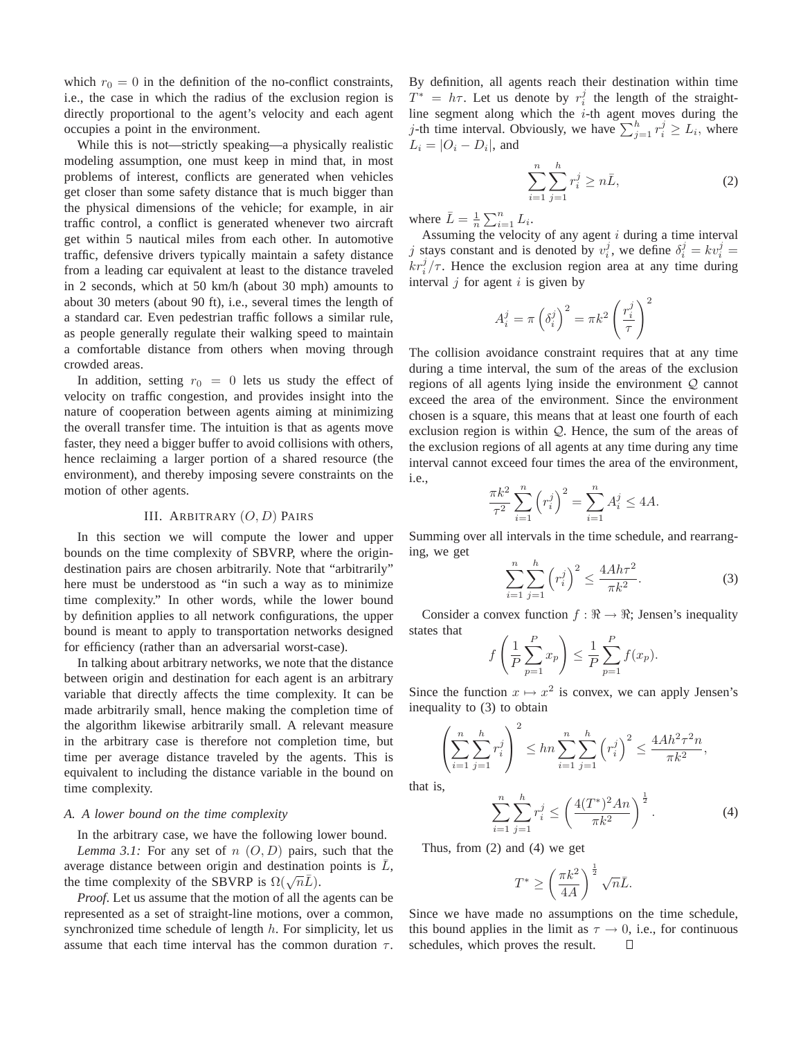which $r_0 = 0$ in the definition of the no-conflict constraints, i.e., the case in which the radius of the exclusion region is directly proportional to the agent's velocity and each agent occupies a point in the environment.

While this is not—strictly speaking—a physically realistic modeling assumption, one must keep in mind that, in most problems of interest, conflicts are generated when vehicles get closer than some safety distance that is much bigger than the physical dimensions of the vehicle; for example, in air traffic control, a conflict is generated whenever two aircraft get within 5 nautical miles from each other. In automotive traffic, defensive drivers typically maintain a safety distance from a leading car equivalent at least to the distance traveled in 2 seconds, which at 50 km/h (about 30 mph) amounts to about 30 meters (about 90 ft), i.e., several times the length of a standard car. Even pedestrian traffic follows a similar rule, as people generally regulate their walking speed to maintain a comfortable distance from others when moving through crowded areas.

In addition, setting $r_0 = 0$ lets us study the effect of velocity on traffic congestion, and provides insight into the nature of cooperation between agents aiming at minimizing the overall transfer time. The intuition is that as agents move faster, they need a bigger buffer to avoid collisions with others, hence reclaiming a larger portion of a shared resource (the environment), and thereby imposing severe constraints on the motion of other agents.

## III. Arbitrary $(O, D)$ Pairs

In this section we will compute the lower and upper bounds on the time complexity of SBVRP, where the origin-destination pairs are chosen arbitrarily. Note that "arbitrarily" here must be understood as "in such a way as to minimize time complexity." In other words, while the lower bound by definition applies to all network configurations, the upper bound is meant to apply to transportation networks designed for efficiency (rather than an adversarial worst-case).

In talking about arbitrary networks, we note that the distance between origin and destination for each agent is an arbitrary variable that directly affects the time complexity. It can be made arbitrarily small, hence making the completion time of the algorithm likewise arbitrarily small. A relevant measure in the arbitrary case is therefore not completion time, but time per average distance traveled by the agents. This is equivalent to including the distance variable in the bound on time complexity.

### A. A lower bound on the time complexity

In the arbitrary case, we have the following lower bound.

*Lemma 3.1:* For any set of $n$ $(O, D)$ pairs, such that the average distance between origin and destination points is $\bar{L}$, the time complexity of the SBVRP is $\Omega(\sqrt{n}\bar{L})$.

*Proof*. Let us assume that the motion of all the agents can be represented as a set of straight-line motions, over a common, synchronized time schedule of length $h$. For simplicity, let us assume that each time interval has the common duration $\tau$. By definition, all agents reach their destination within time $T^* = h\tau$. Let us denote by $r_i^j$ the length of the straight-line segment along which the $i$-th agent moves during the $j$-th time interval. Obviously, we have $\sum_{j=1}^{h} r_i^j \geq L_i$, where $L_i = |O_i - D_i|$, and

$$\sum_{i=1}^{n}\sum_{j=1}^{h} r_i^j \geq n\bar{L}, \tag{2}$$

where $\bar{L} = \frac{1}{n}\sum_{i=1}^{n} L_i$.

Assuming the velocity of any agent $i$ during a time interval $j$ stays constant and is denoted by $v_i^j$, we define $\delta_i^j = kv_i^j = kr_i^j/\tau$. Hence the exclusion region area at any time during interval $j$ for agent $i$ is given by

$$A_i^j = \pi\left(\delta_i^j\right)^2 = \pi k^2 \left(\frac{r_i^j}{\tau}\right)^2$$

The collision avoidance constraint requires that at any time during a time interval, the sum of the areas of the exclusion regions of all agents lying inside the environment $\mathcal{Q}$ cannot exceed the area of the environment. Since the environment chosen is a square, this means that at least one fourth of each exclusion region is within $\mathcal{Q}$. Hence, the sum of the areas of the exclusion regions of all agents at any time during any time interval cannot exceed four times the area of the environment, i.e.,

$$\frac{\pi k^2}{\tau^2}\sum_{i=1}^{n}\left(r_i^j\right)^2 = \sum_{i=1}^{n} A_i^j \leq 4A.$$

Summing over all intervals in the time schedule, and rearranging, we get

$$\sum_{i=1}^{n}\sum_{j=1}^{h}\left(r_i^j\right)^2 \leq \frac{4Ah\tau^2}{\pi k^2}. \tag{3}$$

Consider a convex function $f : \Re \to \Re$; Jensen's inequality states that

$$f\left(\frac{1}{P}\sum_{p=1}^{P} x_p\right) \leq \frac{1}{P}\sum_{p=1}^{P} f(x_p).$$

Since the function $x \mapsto x^2$ is convex, we can apply Jensen's inequality to (3) to obtain

$$\left(\sum_{i=1}^{n}\sum_{j=1}^{h} r_i^j\right)^2 \leq hn\sum_{i=1}^{n}\sum_{j=1}^{h}\left(r_i^j\right)^2 \leq \frac{4Ah^2\tau^2 n}{\pi k^2},$$

that is,

$$\sum_{i=1}^{n}\sum_{j=1}^{h} r_i^j \leq \left(\frac{4(T^*)^2 An}{\pi k^2}\right)^{\frac{1}{2}}. \tag{4}$$

Thus, from (2) and (4) we get

$$T^* \geq \left(\frac{\pi k^2}{4A}\right)^{\frac{1}{2}}\sqrt{n}\bar{L}.$$

Since we have made no assumptions on the time schedule, this bound applies in the limit as $\tau \to 0$, i.e., for continuous schedules, which proves the result. □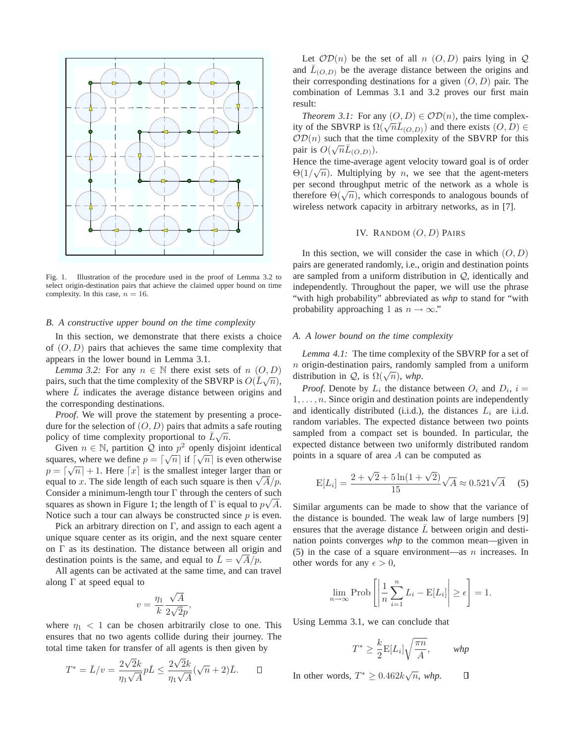Fig. 1. Illustration of the procedure used in the proof of Lemma 3.2 to select origin-destination pairs that achieve the claimed upper bound on time complexity. In this case, $n = 16$.

### B. A constructive upper bound on the time complexity

In this section, we demonstrate that there exists a choice of $(O, D)$ pairs that achieves the same time complexity that appears in the lower bound in Lemma 3.1.

*Lemma 3.2:* For any $n \in \mathbb{N}$ there exist sets of $n$ $(O, D)$ pairs, such that the time complexity of the SBVRP is $O(\bar{L}\sqrt{n})$, where $\bar{L}$ indicates the average distance between origins and the corresponding destinations.

*Proof*. We will prove the statement by presenting a procedure for the selection of $(O, D)$ pairs that admits a safe routing policy of time complexity proportional to $\bar{L}\sqrt{n}$.

Given $n \in \mathbb{N}$, partition $\mathcal{Q}$ into $p^2$ openly disjoint identical squares, where we define $p = \lceil \sqrt{n} \rceil$ if $\lceil \sqrt{n} \rceil$ is even otherwise $p = \lceil \sqrt{n} \rceil + 1$. Here $\lceil x \rceil$ is the smallest integer larger than or equal to $x$. The side length of each such square is then $\sqrt{A}/p$. Consider a minimum-length tour $\Gamma$ through the centers of such squares as shown in Figure 1; the length of $\Gamma$ is equal to $p\sqrt{A}$. Notice such a tour can always be constructed since $p$ is even.

Pick an arbitrary direction on $\Gamma$, and assign to each agent a unique square center as its origin, and the next square center on $\Gamma$ as its destination. The distance between all origin and destination points is the same, and equal to $\bar{L} = \sqrt{A}/p$.

All agents can be activated at the same time, and can travel along $\Gamma$ at speed equal to

$$v = \frac{\eta_1}{k} \frac{\sqrt{A}}{2\sqrt{2}p},$$

where $\eta_1 < 1$ can be chosen arbitrarily close to one. This ensures that no two agents collide during their journey. The total time taken for transfer of all agents is then given by

$$T^* = \bar{L}/v = \frac{2\sqrt{2}k}{\eta_1\sqrt{A}} p\bar{L} \leq \frac{2\sqrt{2}k}{\eta_1\sqrt{A}} (\sqrt{n} + 2)\bar{L}. \qquad \square$$

Let $\mathcal{OD}(n)$ be the set of all $n$ $(O, D)$ pairs lying in $\mathcal{Q}$ and $\bar{L}_{(O,D)}$ be the average distance between the origins and their corresponding destinations for a given $(O, D)$ pair. The combination of Lemmas 3.1 and 3.2 proves our first main result:

*Theorem 3.1:* For any $(O, D) \in \mathcal{OD}(n)$, the time complexity of the SBVRP is $\Omega(\sqrt{n}\bar{L}_{(O,D)})$ and there exists $(O, D) \in \mathcal{OD}(n)$ such that the time complexity of the SBVRP for this pair is $O(\sqrt{n}\bar{L}_{(O,D)})$.

Hence the time-average agent velocity toward goal is of order $\Theta(1/\sqrt{n})$. Multiplying by $n$, we see that the agent-meters per second throughput metric of the network as a whole is therefore $\Theta(\sqrt{n})$, which corresponds to analogous bounds of wireless network capacity in arbitrary networks, as in [7].

## IV. Random $(O, D)$ Pairs

In this section, we will consider the case in which $(O, D)$ pairs are generated randomly, i.e., origin and destination points are sampled from a uniform distribution in $\mathcal{Q}$, identically and independently. Throughout the paper, we will use the phrase "with high probability" abbreviated as *whp* to stand for "with probability approaching 1 as $n \to \infty$."

### A. A lower bound on the time complexity

*Lemma 4.1:* The time complexity of the SBVRP for a set of $n$ origin-destination pairs, randomly sampled from a uniform distribution in $\mathcal{Q}$, is $\Omega(\sqrt{n})$, *whp*.

*Proof*. Denote by $L_i$ the distance between $O_i$ and $D_i$, $i = 1, \ldots, n$. Since origin and destination points are independently and identically distributed (i.i.d.), the distances $L_i$ are i.i.d. random variables. The expected distance between two points sampled from a compact set is bounded. In particular, the expected distance between two uniformly distributed random points in a square of area $A$ can be computed as

$$\mathrm{E}[L_i] = \frac{2 + \sqrt{2} + 5\ln(1 + \sqrt{2})}{15}\sqrt{A} \approx 0.521\sqrt{A} \qquad (5)$$

Similar arguments can be made to show that the variance of the distance is bounded. The weak law of large numbers [9] ensures that the average distance $\bar{L}$ between origin and destination points converges *whp* to the common mean—given in (5) in the case of a square environment—as $n$ increases. In other words for any $\epsilon > 0$,

$$\lim_{n\to\infty} \mathrm{Prob}\left[ \left| \frac{1}{n}\sum_{i=1}^{n} L_i - \mathrm{E}[L_i] \right| \geq \epsilon \right] = 1.$$

Using Lemma 3.1, we can conclude that

$$T^* \geq \frac{k}{2}\mathrm{E}[L_i]\sqrt{\frac{\pi n}{A}}, \qquad \textit{whp}$$

In other words, $T^* \geq 0.462k\sqrt{n}$, *whp*. $\square$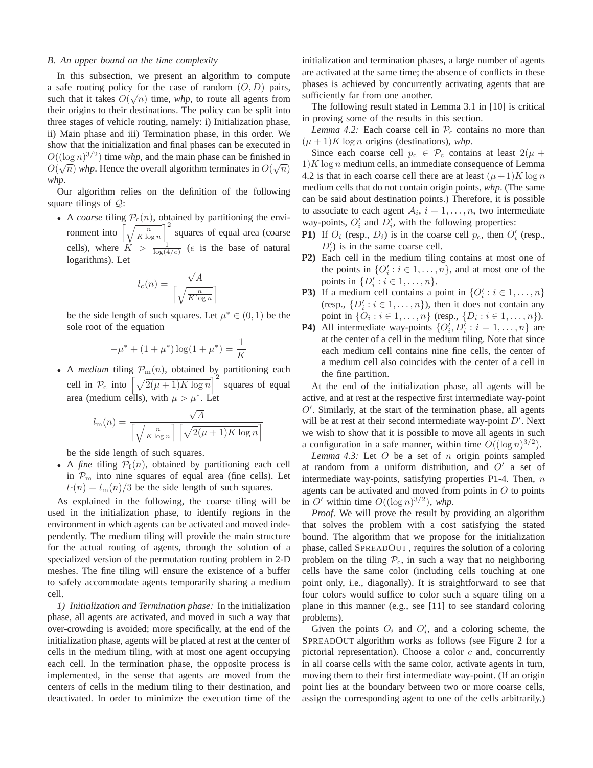### B. An upper bound on the time complexity

In this subsection, we present an algorithm to compute a safe routing policy for the case of random $(O, D)$ pairs, such that it takes $O(\sqrt{n})$ time, *whp*, to route all agents from their origins to their destinations. The policy can be split into three stages of vehicle routing, namely: i) Initialization phase, ii) Main phase and iii) Termination phase, in this order. We show that the initialization and final phases can be executed in $O((\log n)^{3/2})$ time *whp*, and the main phase can be finished in $O(\sqrt{n})$ *whp*. Hence the overall algorithm terminates in $O(\sqrt{n})$ *whp*.

Our algorithm relies on the definition of the following square tilings of $\mathcal{Q}$:

- A *coarse* tiling $\mathcal{P}_c(n)$, obtained by partitioning the environment into $\left\lceil \sqrt{\frac{n}{K \log n}} \right\rceil^2$ squares of equal area (coarse cells), where $K > \frac{1}{\log(4/e)}$ ($e$ is the base of natural logarithms). Let
$$l_c(n) = \frac{\sqrt{A}}{\left\lceil \sqrt{\frac{n}{K \log n}} \right\rceil}$$
be the side length of such squares. Let $\mu^* \in (0, 1)$ be the sole root of the equation
$$-\mu^* + (1 + \mu^*) \log(1 + \mu^*) = \frac{1}{K}$$
- A *medium* tiling $\mathcal{P}_m(n)$, obtained by partitioning each cell in $\mathcal{P}_c$ into $\left\lceil \sqrt{2(\mu + 1) K \log n} \right\rceil^2$ squares of equal area (medium cells), with $\mu > \mu^*$. Let
$$l_m(n) = \frac{\sqrt{A}}{\left\lceil \sqrt{\frac{n}{K \log n}} \right\rceil \left\lceil \sqrt{2(\mu + 1) K \log n} \right\rceil}$$
be the side length of such squares.
- A *fine* tiling $\mathcal{P}_f(n)$, obtained by partitioning each cell in $\mathcal{P}_m$ into nine squares of equal area (fine cells). Let $l_f(n) = l_m(n)/3$ be the side length of such squares.

As explained in the following, the coarse tiling will be used in the initialization phase, to identify regions in the environment in which agents can be activated and moved independently. The medium tiling will provide the main structure for the actual routing of agents, through the solution of a specialized version of the permutation routing problem in 2-D meshes. The fine tiling will ensure the existence of a buffer to safely accommodate agents temporarily sharing a medium cell.

*1) Initialization and Termination phase:* In the initialization phase, all agents are activated, and moved in such a way that over-crowding is avoided; more specifically, at the end of the initialization phase, agents will be placed at rest at the center of cells in the medium tiling, with at most one agent occupying each cell. In the termination phase, the opposite process is implemented, in the sense that agents are moved from the centers of cells in the medium tiling to their destination, and deactivated. In order to minimize the execution time of the initialization and termination phases, a large number of agents are activated at the same time; the absence of conflicts in these phases is achieved by concurrently activating agents that are sufficiently far from one another.

The following result stated in Lemma 3.1 in [10] is critical in proving some of the results in this section.

*Lemma 4.2:* Each coarse cell in $\mathcal{P}_c$ contains no more than $(\mu + 1) K \log n$ origins (destinations), *whp*.

Since each coarse cell $p_c \in \mathcal{P}_c$ contains at least $2(\mu + 1) K \log n$ medium cells, an immediate consequence of Lemma 4.2 is that in each coarse cell there are at least $(\mu + 1) K \log n$ medium cells that do not contain origin points, *whp*. (The same can be said about destination points.) Therefore, it is possible to associate to each agent $\mathcal{A}_i$, $i = 1, \ldots, n$, two intermediate way-points, $O'_i$ and $D'_i$, with the following properties:

- **P1)** If $O_i$ (resp., $D_i$) is in the coarse cell $p_c$, then $O'_i$ (resp., $D'_i$) is in the same coarse cell.
- **P2)** Each cell in the medium tiling contains at most one of the points in $\{O'_i : i \in 1, \ldots, n\}$, and at most one of the points in $\{D'_i : i \in 1, \ldots, n\}$.
- **P3)** If a medium cell contains a point in $\{O'_i : i \in 1, \ldots, n\}$ (resp., $\{D'_i : i \in 1, \ldots, n\}$), then it does not contain any point in $\{O_i : i \in 1, \ldots, n\}$ (resp., $\{D_i : i \in 1, \ldots, n\}$).
- **P4)** All intermediate way-points $\{O'_i, D'_i : i = 1, \ldots, n\}$ are at the center of a cell in the medium tiling. Note that since each medium cell contains nine fine cells, the center of a medium cell also coincides with the center of a cell in the fine partition.

At the end of the initialization phase, all agents will be active, and at rest at the respective first intermediate way-point $O'$. Similarly, at the start of the termination phase, all agents will be at rest at their second intermediate way-point $D'$. Next we wish to show that it is possible to move all agents in such a configuration in a safe manner, within time $O((\log n)^{3/2})$.

*Lemma 4.3:* Let $O$ be a set of $n$ origin points sampled at random from a uniform distribution, and $O'$ a set of intermediate way-points, satisfying properties P1-4. Then, $n$ agents can be activated and moved from points in $O$ to points in $O'$ within time $O((\log n)^{3/2})$, *whp*.

*Proof*. We will prove the result by providing an algorithm that solves the problem with a cost satisfying the stated bound. The algorithm that we propose for the initialization phase, called SPREADOUT , requires the solution of a coloring problem on the tiling $\mathcal{P}_c$, in such a way that no neighboring cells have the same color (including cells touching at one point only, i.e., diagonally). It is straightforward to see that four colors would suffice to color such a square tiling on a plane in this manner (e.g., see [11] to see standard coloring problems).

Given the points $O_i$ and $O'_i$, and a coloring scheme, the SPREADOUT algorithm works as follows (see Figure 2 for a pictorial representation). Choose a color $c$ and, concurrently in all coarse cells with the same color, activate agents in turn, moving them to their first intermediate way-point. (If an origin point lies at the boundary between two or more coarse cells, assign the corresponding agent to one of the cells arbitrarily.)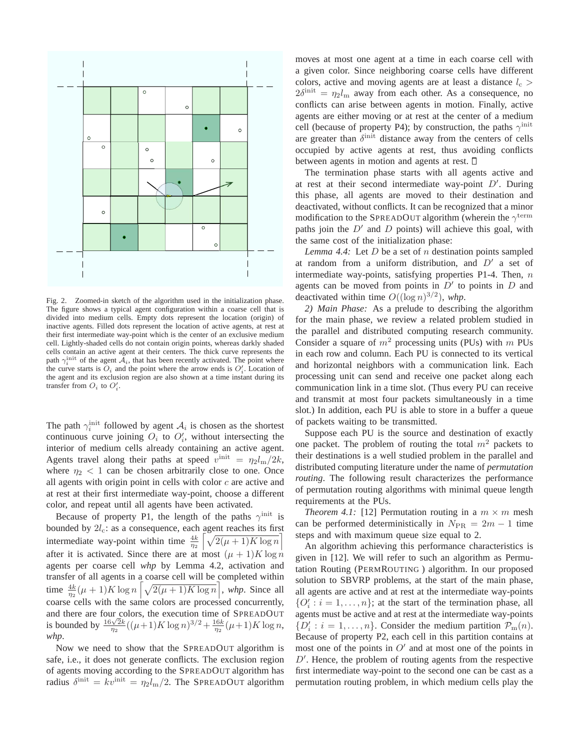Fig. 2. Zoomed-in sketch of the algorithm used in the initialization phase. The figure shows a typical agent configuration within a coarse cell that is divided into medium cells. Empty dots represent the location (origin) of inactive agents. Filled dots represent the location of active agents, at rest at their first intermediate way-point which is the center of an exclusive medium cell. Lightly-shaded cells do not contain origin points, whereas darkly shaded cells contain an active agent at their centers. The thick curve represents the path $\gamma_i^{\text{init}}$ of the agent $\mathcal{A}_i$, that has been recently activated. The point where the curve starts is $O_i$ and the point where the arrow ends is $O_i'$. Location of the agent and its exclusion region are also shown at a time instant during its transfer from $O_i$ to $O_i'$.

The path $\gamma_i^{\text{init}}$ followed by agent $\mathcal{A}_i$ is chosen as the shortest continuous curve joining $O_i$ to $O_i'$, without intersecting the interior of medium cells already containing an active agent. Agents travel along their paths at speed $v^{\text{init}} = \eta_2 l_{\text{m}}/2k$, where $\eta_2 < 1$ can be chosen arbitrarily close to one. Once all agents with origin point in cells with color $c$ are active and at rest at their first intermediate way-point, choose a different color, and repeat until all agents have been activated.

Because of property P1, the length of the paths $\gamma^{\text{init}}$ is bounded by $2l_{\text{c}}$: as a consequence, each agent reaches its first intermediate way-point within time $\frac{4k}{\eta_2}\left\lceil\sqrt{2(\mu+1)K\log n}\right\rceil$ after it is activated. Since there are at most $(\mu+1)K\log n$ agents per coarse cell *whp* by Lemma 4.2, activation and transfer of all agents in a coarse cell will be completed within time $\frac{4k}{\eta_2}(\mu+1)K\log n\left\lceil\sqrt{2(\mu+1)K\log n}\right\rceil$, *whp*. Since all coarse cells with the same colors are processed concurrently, and there are four colors, the execution time of SPREADOUT is bounded by $\frac{16\sqrt{2}k}{\eta_2}((\mu+1)K\log n)^{3/2} + \frac{16k}{\eta_2}(\mu+1)K\log n$, *whp*.

Now we need to show that the SPREADOUT algorithm is safe, i.e., it does not generate conflicts. The exclusion region of agents moving according to the SPREADOUT algorithm has radius $\delta^{\text{init}} = kv^{\text{init}} = \eta_2 l_{\text{m}}/2$. The SPREADOUT algorithm moves at most one agent at a time in each coarse cell with a given color. Since neighboring coarse cells have different colors, active and moving agents are at least a distance $l_{\text{c}} > 2\delta^{\text{init}} = \eta_2 l_{\text{m}}$ away from each other. As a consequence, no conflicts can arise between agents in motion. Finally, active agents are either moving or at rest at the center of a medium cell (because of property P4); by construction, the paths $\gamma^{\text{init}}$ are greater than $\delta^{\text{init}}$ distance away from the centers of cells occupied by active agents at rest, thus avoiding conflicts between agents in motion and agents at rest. □

The termination phase starts with all agents active and at rest at their second intermediate way-point $D'$. During this phase, all agents are moved to their destination and deactivated, without conflicts. It can be recognized that a minor modification to the SPREADOUT algorithm (wherein the $\gamma^{\text{term}}$ paths join the $D'$ and $D$ points) will achieve this goal, with the same cost of the initialization phase:

*Lemma 4.4:* Let $D$ be a set of $n$ destination points sampled at random from a uniform distribution, and $D'$ a set of intermediate way-points, satisfying properties P1-4. Then, $n$ agents can be moved from points in $D'$ to points in $D$ and deactivated within time $O((\log n)^{3/2})$, *whp*.

*2) Main Phase:* As a prelude to describing the algorithm for the main phase, we review a related problem studied in the parallel and distributed computing research community. Consider a square of $m^2$ processing units (PUs) with $m$ PUs in each row and column. Each PU is connected to its vertical and horizontal neighbors with a communication link. Each processing unit can send and receive one packet along each communication link in a time slot. (Thus every PU can receive and transmit at most four packets simultaneously in a time slot.) In addition, each PU is able to store in a buffer a queue of packets waiting to be transmitted.

Suppose each PU is the source and destination of exactly one packet. The problem of routing the total $m^2$ packets to their destinations is a well studied problem in the parallel and distributed computing literature under the name of *permutation routing*. The following result characterizes the performance of permutation routing algorithms with minimal queue length requirements at the PUs.

*Theorem 4.1:* [12] Permutation routing in a $m \times m$ mesh can be performed deterministically in $N_{\text{PR}} = 2m - 1$ time steps and with maximum queue size equal to 2.

An algorithm achieving this performance characteristics is given in [12]. We will refer to such an algorithm as Permutation Routing (PERMROUTING ) algorithm. In our proposed solution to SBVRP problems, at the start of the main phase, all agents are active and at rest at the intermediate way-points $\{O_i' : i = 1, \ldots, n\}$; at the start of the termination phase, all agents must be active and at rest at the intermediate way-points $\{D_i' : i = 1, \ldots, n\}$. Consider the medium partition $\mathcal{P}_{\text{m}}(n)$. Because of property P2, each cell in this partition contains at most one of the points in $O'$ and at most one of the points in $D'$. Hence, the problem of routing agents from the respective first intermediate way-point to the second one can be cast as a permutation routing problem, in which medium cells play the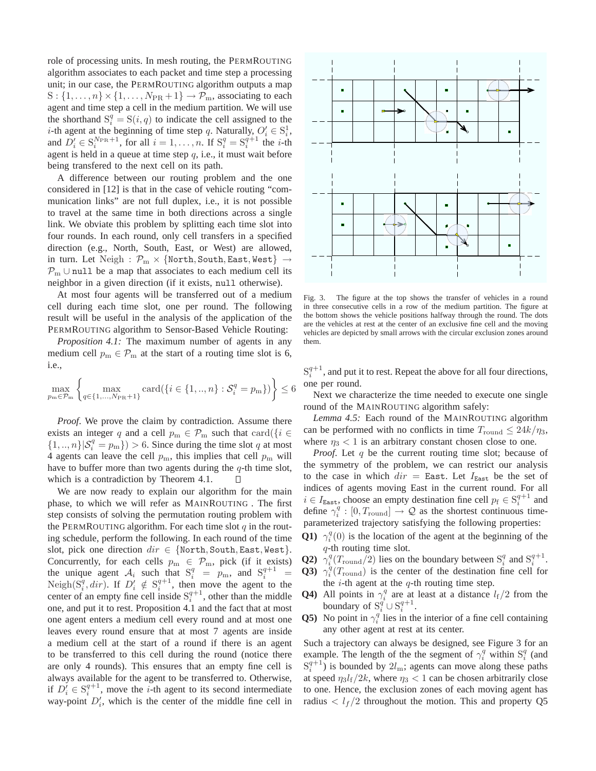role of processing units. In mesh routing, the PERMROUTING algorithm associates to each packet and time step a processing unit; in our case, the PERMROUTING algorithm outputs a map $\mathrm{S} : \{1, \dots, n\} \times \{1, \dots, N_{\mathrm{PR}}+1\} \to \mathcal{P}_{\mathrm{m}}$, associating to each agent and time step a cell in the medium partition. We will use the shorthand $\mathrm{S}_i^q = \mathrm{S}(i, q)$ to indicate the cell assigned to the $i$-th agent at the beginning of time step $q$. Naturally, $O_i' \in \mathrm{S}_i^1$, and $D_i' \in \mathrm{S}_i^{N_{\mathrm{PR}}+1}$, for all $i = 1, \dots, n$. If $\mathrm{S}_i^q = \mathrm{S}_i^{q+1}$ the $i$-th agent is held in a queue at time step $q$, i.e., it must wait before being transfered to the next cell on its path.

A difference between our routing problem and the one considered in [12] is that in the case of vehicle routing "communication links" are not full duplex, i.e., it is not possible to travel at the same time in both directions across a single link. We obviate this problem by splitting each time slot into four rounds. In each round, only cell transfers in a specified direction (e.g., North, South, East, or West) are allowed, in turn. Let $\mathrm{Neigh} : \mathcal{P}_{\mathrm{m}} \times \{\mathtt{North}, \mathtt{South}, \mathtt{East}, \mathtt{West}\} \to \mathcal{P}_{\mathrm{m}} \cup \mathtt{null}$ be a map that associates to each medium cell its neighbor in a given direction (if it exists, null otherwise).

At most four agents will be transferred out of a medium cell during each time slot, one per round. The following result will be useful in the analysis of the application of the PERMROUTING algorithm to Sensor-Based Vehicle Routing:

*Proposition 4.1:* The maximum number of agents in any medium cell $p_{\mathrm{m}} \in \mathcal{P}_{\mathrm{m}}$ at the start of a routing time slot is 6, i.e.,

$$\max_{p_{\mathrm{m}} \in \mathcal{P}_{\mathrm{m}}} \left\{ \max_{q \in \{1, \dots, N_{\mathrm{PR}}+1\}} \mathrm{card}(\{i \in \{1, .., n\} : \mathcal{S}_i^q = p_{\mathrm{m}}\}) \right\} \le 6$$

*Proof.* We prove the claim by contradiction. Assume there exists an integer $q$ and a cell $p_{\mathrm{m}} \in \mathcal{P}_{\mathrm{m}}$ such that $\mathrm{card}(\{i \in \{1, .., n\} | \mathcal{S}_i^q = p_{\mathrm{m}}\}) > 6$. Since during the time slot $q$ at most 4 agents can leave the cell $p_{\mathrm{m}}$, this implies that cell $p_{\mathrm{m}}$ will have to buffer more than two agents during the $q$-th time slot, which is a contradiction by Theorem 4.1. □

We are now ready to explain our algorithm for the main phase, to which we will refer as MAINROUTING . The first step consists of solving the permutation routing problem with the PERMROUTING algorithm. For each time slot $q$ in the routing schedule, perform the following. In each round of the time slot, pick one direction $dir \in \{\mathtt{North}, \mathtt{South}, \mathtt{East}, \mathtt{West}\}$. Concurrently, for each cells $p_{\mathrm{m}} \in \mathcal{P}_{\mathrm{m}}$, pick (if it exists) the unique agent $\mathcal{A}_i$ such that $\mathrm{S}_i^q = p_{\mathrm{m}}$, and $\mathrm{S}_i^{q+1} = \mathrm{Neigh}(\mathrm{S}_i^q, dir)$. If $D_i' \notin \mathrm{S}_i^{q+1}$, then move the agent to the center of an empty fine cell inside $\mathrm{S}_i^{q+1}$, other than the middle one, and put it to rest. Proposition 4.1 and the fact that at most one agent enters a medium cell every round and at most one leaves every round ensure that at most 7 agents are inside a medium cell at the start of a round if there is an agent to be transferred to this cell during the round (notice there are only 4 rounds). This ensures that an empty fine cell is always available for the agent to be transferred to. Otherwise, if $D_i' \in \mathrm{S}_i^{q+1}$, move the $i$-th agent to its second intermediate way-point $D_i'$, which is the center of the middle fine cell in $\mathrm{S}_i^{q+1}$, and put it to rest. Repeat the above for all four directions, one per round.

Fig. 3. The figure at the top shows the transfer of vehicles in a round in three consecutive cells in a row of the medium partition. The figure at the bottom shows the vehicle positions halfway through the round. The dots are the vehicles at rest at the center of an exclusive fine cell and the moving vehicles are depicted by small arrows with the circular exclusion zones around them.

Next we characterize the time needed to execute one single round of the MAINROUTING algorithm safely:

*Lemma 4.5:* Each round of the MAINROUTING algorithm can be performed with no conflicts in time $T_{\mathrm{round}} \le 24k/\eta_3$, where $\eta_3 < 1$ is an arbitrary constant chosen close to one.

*Proof.* Let $q$ be the current routing time slot; because of the symmetry of the problem, we can restrict our analysis to the case in which $dir = \mathtt{East}$. Let $I_{\mathtt{East}}$ be the set of indices of agents moving East in the current round. For all $i \in I_{\mathtt{East}}$, choose an empty destination fine cell $p_{\mathrm{f}} \in \mathrm{S}_i^{q+1}$ and define $\gamma_i^q : [0, T_{\mathrm{round}}] \to \mathcal{Q}$ as the shortest continuous time-parameterized trajectory satisfying the following properties:

- **Q1)** $\gamma_i^q(0)$ is the location of the agent at the beginning of the $q$-th routing time slot.
- **Q2)** $\gamma_i^q(T_{\mathrm{round}}/2)$ lies on the boundary between $\mathrm{S}_i^q$ and $\mathrm{S}_i^{q+1}$.
- **Q3)** $\gamma_i^q(T_{\mathrm{round}})$ is the center of the destination fine cell for the $i$-th agent at the $q$-th routing time step.
- **Q4)** All points in $\gamma_i^q$ are at least at a distance $l_{\mathrm{f}}/2$ from the boundary of $\mathrm{S}_i^q \cup \mathrm{S}_i^{q+1}$.
- **Q5)** No point in $\gamma_i^q$ lies in the interior of a fine cell containing any other agent at rest at its center.

Such a trajectory can always be designed, see Figure 3 for an example. The length of the the segment of $\gamma_i^q$ within $\mathrm{S}_i^q$ (and $\mathrm{S}_i^{q+1}$) is bounded by $2l_{\mathrm{m}}$; agents can move along these paths at speed $\eta_3 l_{\mathrm{f}}/2k$, where $\eta_3 < 1$ can be chosen arbitrarily close to one. Hence, the exclusion zones of each moving agent has radius $< l_f/2$ throughout the motion. This and property Q5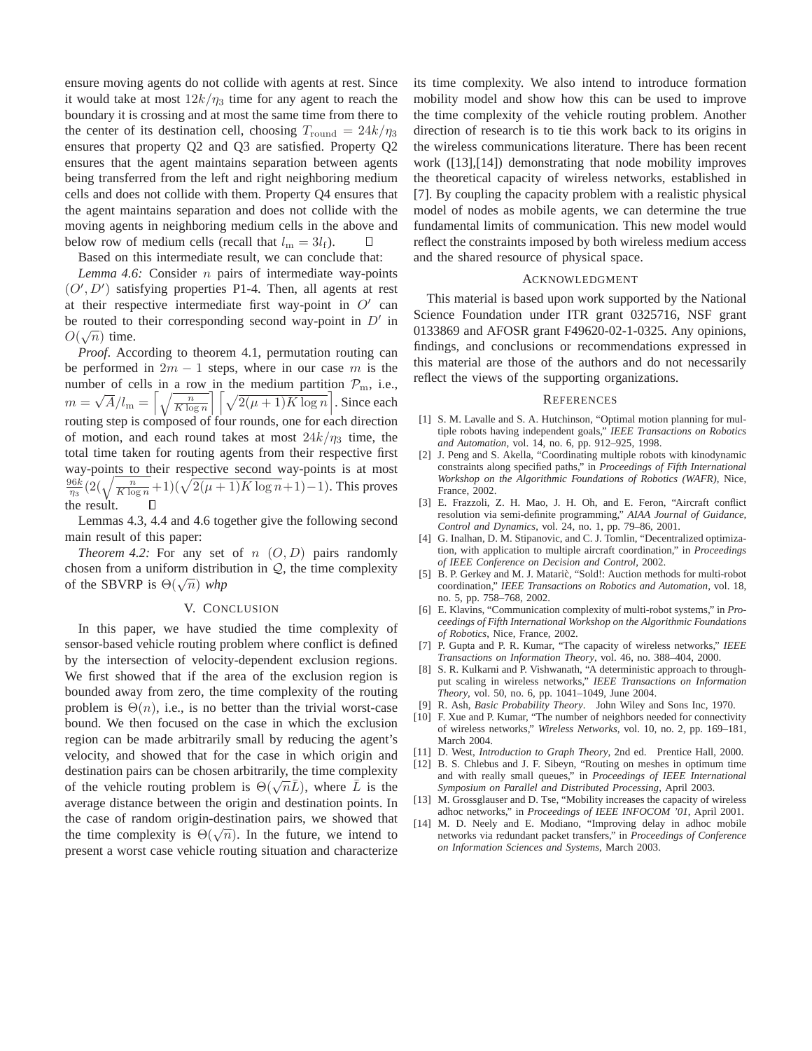ensure moving agents do not collide with agents at rest. Since it would take at most $12k/\eta_3$ time for any agent to reach the boundary it is crossing and at most the same time from there to the center of its destination cell, choosing $T_{\rm round} = 24k/\eta_3$ ensures that property Q2 and Q3 are satisfied. Property Q2 ensures that the agent maintains separation between agents being transferred from the left and right neighboring medium cells and does not collide with them. Property Q4 ensures that the agent maintains separation and does not collide with the moving agents in neighboring medium cells in the above and below row of medium cells (recall that $l_{\rm m} = 3l_{\rm f}$). □

Based on this intermediate result, we can conclude that:

*Lemma 4.6:* Consider $n$ pairs of intermediate way-points $(O', D')$ satisfying properties P1-4. Then, all agents at rest at their respective intermediate first way-point in $O'$ can be routed to their corresponding second way-point in $D'$ in $O(\sqrt{n})$ time.

*Proof*. According to theorem 4.1, permutation routing can be performed in $2m - 1$ steps, where in our case $m$ is the number of cells in a row in the medium partition $\mathcal{P}_{\rm m}$, i.e., $m = \sqrt{A}/l_{\rm m} = \left\lceil\sqrt{\frac{n}{K\log n}}\right\rceil\left\lceil\sqrt{2(\mu+1)K\log n}\right\rceil$. Since each routing step is composed of four rounds, one for each direction of motion, and each round takes at most $24k/\eta_3$ time, the total time taken for routing agents from their respective first way-points to their respective second way-points is at most $\frac{96k}{\eta_3}(2(\sqrt{\frac{n}{K\log n}}+1)(\sqrt{2(\mu+1)K\log n}+1)-1)$. This proves the result. □

Lemmas 4.3, 4.4 and 4.6 together give the following second main result of this paper:

*Theorem 4.2:* For any set of $n$ $(O, D)$ pairs randomly chosen from a uniform distribution in $\mathcal{Q}$, the time complexity of the SBVRP is $\Theta(\sqrt{n})$ *whp*

## V. Conclusion

In this paper, we have studied the time complexity of sensor-based vehicle routing problem where conflict is defined by the intersection of velocity-dependent exclusion regions. We first showed that if the area of the exclusion region is bounded away from zero, the time complexity of the routing problem is $\Theta(n)$, i.e., is no better than the trivial worst-case bound. We then focused on the case in which the exclusion region can be made arbitrarily small by reducing the agent's velocity, and showed that for the case in which origin and destination pairs can be chosen arbitrarily, the time complexity of the vehicle routing problem is $\Theta(\sqrt{n}\bar{L})$, where $\bar{L}$ is the average distance between the origin and destination points. In the case of random origin-destination pairs, we showed that the time complexity is $\Theta(\sqrt{n})$. In the future, we intend to present a worst case vehicle routing situation and characterize its time complexity. We also intend to introduce formation mobility model and show how this can be used to improve the time complexity of the vehicle routing problem. Another direction of research is to tie this work back to its origins in the wireless communications literature. There has been recent work ([13],[14]) demonstrating that node mobility improves the theoretical capacity of wireless networks, established in [7]. By coupling the capacity problem with a realistic physical model of nodes as mobile agents, we can determine the true fundamental limits of communication. This new model would reflect the constraints imposed by both wireless medium access and the shared resource of physical space.

## Acknowledgment

This material is based upon work supported by the National Science Foundation under ITR grant 0325716, NSF grant 0133869 and AFOSR grant F49620-02-1-0325. Any opinions, findings, and conclusions or recommendations expressed in this material are those of the authors and do not necessarily reflect the views of the supporting organizations.

## References

[1] S. M. Lavalle and S. A. Hutchinson, "Optimal motion planning for multiple robots having independent goals," *IEEE Transactions on Robotics and Automation*, vol. 14, no. 6, pp. 912–925, 1998.

[2] J. Peng and S. Akella, "Coordinating multiple robots with kinodynamic constraints along specified paths," in *Proceedings of Fifth International Workshop on the Algorithmic Foundations of Robotics (WAFR)*, Nice, France, 2002.

[3] E. Frazzoli, Z. H. Mao, J. H. Oh, and E. Feron, "Aircraft conflict resolution via semi-definite programming," *AIAA Journal of Guidance, Control and Dynamics*, vol. 24, no. 1, pp. 79–86, 2001.

[4] G. Inalhan, D. M. Stipanovic, and C. J. Tomlin, "Decentralized optimization, with application to multiple aircraft coordination," in *Proceedings of IEEE Conference on Decision and Control*, 2002.

[5] B. P. Gerkey and M. J. Matarič, "Sold!: Auction methods for multi-robot coordination," *IEEE Transactions on Robotics and Automation*, vol. 18, no. 5, pp. 758–768, 2002.

[6] E. Klavins, "Communication complexity of multi-robot systems," in *Proceedings of Fifth International Workshop on the Algorithmic Foundations of Robotics*, Nice, France, 2002.

[7] P. Gupta and P. R. Kumar, "The capacity of wireless networks," *IEEE Transactions on Information Theory*, vol. 46, no. 388–404, 2000.

[8] S. R. Kulkarni and P. Vishwanath, "A deterministic approach to throughput scaling in wireless networks," *IEEE Transactions on Information Theory*, vol. 50, no. 6, pp. 1041–1049, June 2004.

[9] R. Ash, *Basic Probability Theory*. John Wiley and Sons Inc, 1970.

[10] F. Xue and P. Kumar, "The number of neighbors needed for connectivity of wireless networks," *Wireless Networks*, vol. 10, no. 2, pp. 169–181, March 2004.

[11] D. West, *Introduction to Graph Theory*, 2nd ed. Prentice Hall, 2000.

[12] B. S. Chlebus and J. F. Sibeyn, "Routing on meshes in optimum time and with really small queues," in *Proceedings of IEEE International Symposium on Parallel and Distributed Processing*, April 2003.

[13] M. Grossglauser and D. Tse, "Mobility increases the capacity of wireless adhoc networks," in *Proceedings of IEEE INFOCOM '01*, April 2001.

[14] M. D. Neely and E. Modiano, "Improving delay in adhoc mobile networks via redundant packet transfers," in *Proceedings of Conference on Information Sciences and Systems*, March 2003.